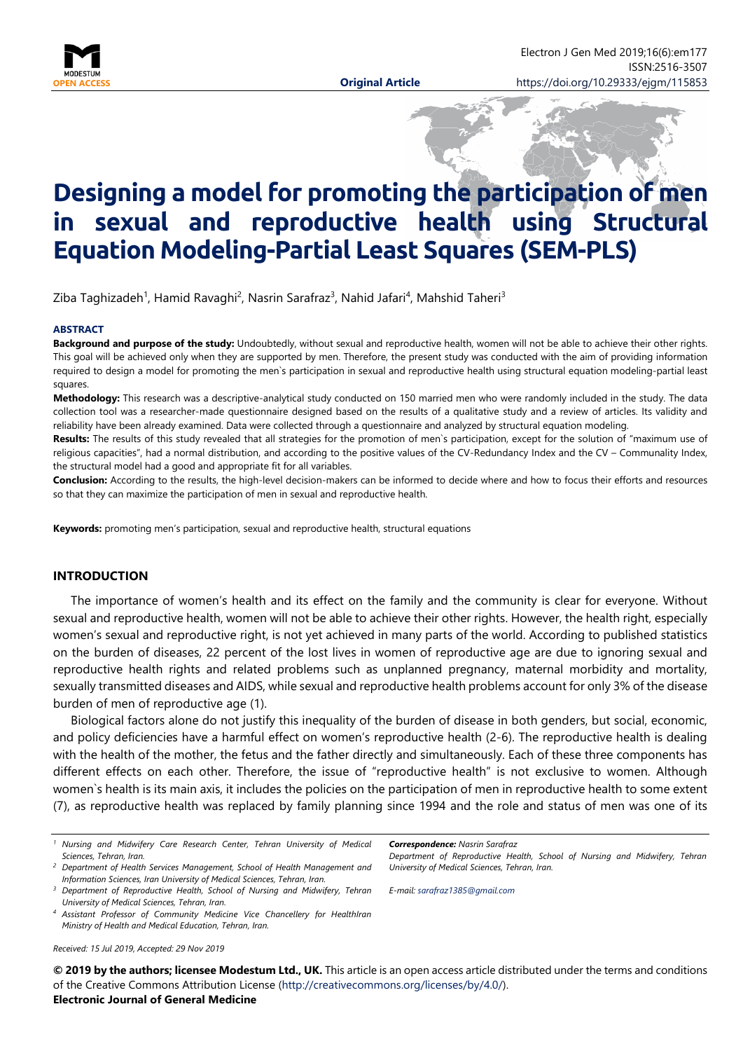**Original Article**

# Designing a model for promoting the participation of men in sexual and reproductive health using Structural Equation Modeling-Partial Least Squares (SEM-PLS)

Ziba Taghizadeh[1], Hamid Ravaghi[2], Nasrin Sarafraz[3], Nahid Jafari[4], Mahshid Taheri[3]

### ABSTRACT

**Background and purpose of the study:** Undoubtedly, without sexual and reproductive health, women will not be able to achieve their other rights. This goal will be achieved only when they are supported by men. Therefore, the present study was conducted with the aim of providing information required to design a model for promoting the men`s participation in sexual and reproductive health using structural equation modeling-partial least squares.

**Methodology:** This research was a descriptive-analytical study conducted on 150 married men who were randomly included in the study. The data collection tool was a researcher-made questionnaire designed based on the results of a qualitative study and a review of articles. Its validity and reliability have been already examined. Data were collected through a questionnaire and analyzed by structural equation modeling.

**Results:** The results of this study revealed that all strategies for the promotion of men`s participation, except for the solution of "maximum use of religious capacities", had a normal distribution, and according to the positive values of the CV-Redundancy Index and the CV – Communality Index, the structural model had a good and appropriate fit for all variables.

**Conclusion:** According to the results, the high-level decision-makers can be informed to decide where and how to focus their efforts and resources so that they can maximize the participation of men in sexual and reproductive health.

**Keywords:** promoting men's participation, sexual and reproductive health, structural equations

## INTRODUCTION

The importance of women's health and its effect on the family and the community is clear for everyone. Without sexual and reproductive health, women will not be able to achieve their other rights. However, the health right, especially women's sexual and reproductive right, is not yet achieved in many parts of the world. According to published statistics on the burden of diseases, 22 percent of the lost lives in women of reproductive age are due to ignoring sexual and reproductive health rights and related problems such as unplanned pregnancy, maternal morbidity and mortality, sexually transmitted diseases and AIDS, while sexual and reproductive health problems account for only 3% of the disease burden of men of reproductive age (1).

Biological factors alone do not justify this inequality of the burden of disease in both genders, but social, economic, and policy deficiencies have a harmful effect on women's reproductive health (2-6). The reproductive health is dealing with the health of the mother, the fetus and the father directly and simultaneously. Each of these three components has different effects on each other. Therefore, the issue of "reproductive health" is not exclusive to women. Although women`s health is its main axis, it includes the policies on the participation of men in reproductive health to some extent (7), as reproductive health was replaced by family planning since 1994 and the role and status of men was one of its

[1] Nursing and Midwifery Care Research Center, Tehran University of Medical Sciences, Tehran, Iran.

[2] Department of Health Services Management, School of Health Management and Information Sciences, Iran University of Medical Sciences, Tehran, Iran.

[3] Department of Reproductive Health, School of Nursing and Midwifery, Tehran University of Medical Sciences, Tehran, Iran.

[4] Assistant Professor of Community Medicine Vice Chancellor for HealthIran Ministry of Health and Medical Education, Tehran, Iran.

***Correspondence:*** *Nasrin Sarafraz*
*Department of Reproductive Health, School of Nursing and Midwifery, Tehran University of Medical Sciences, Tehran, Iran.*

*E-mail: sarafraz1385@gmail.com*

*Received: 15 Jul 2019, Accepted: 29 Nov 2019*

**© 2019 by the authors; licensee Modestum Ltd., UK.** This article is an open access article distributed under the terms and conditions of the Creative Commons Attribution License (http://creativecommons.org/licenses/by/4.0/).
**Electronic Journal of General Medicine**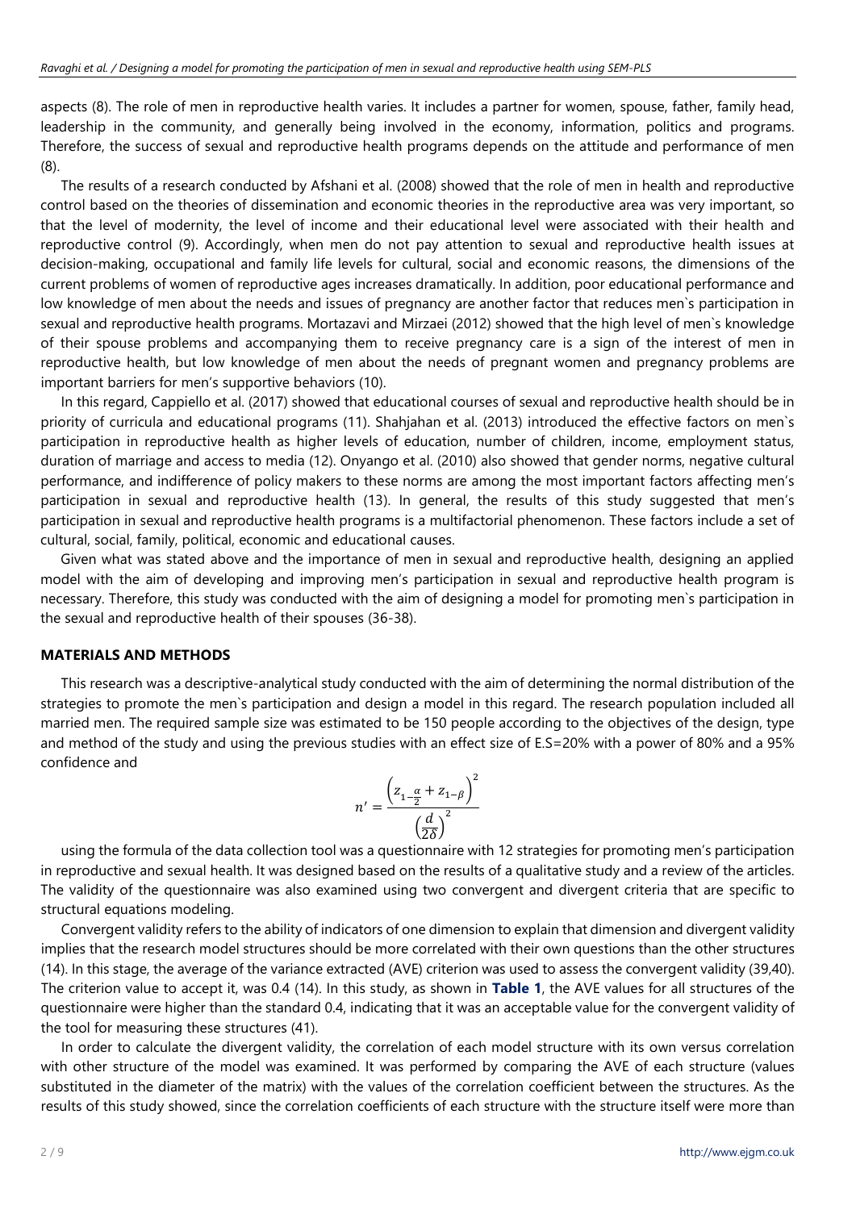aspects (8). The role of men in reproductive health varies. It includes a partner for women, spouse, father, family head, leadership in the community, and generally being involved in the economy, information, politics and programs. Therefore, the success of sexual and reproductive health programs depends on the attitude and performance of men (8).

The results of a research conducted by Afshani et al. (2008) showed that the role of men in health and reproductive control based on the theories of dissemination and economic theories in the reproductive area was very important, so that the level of modernity, the level of income and their educational level were associated with their health and reproductive control (9). Accordingly, when men do not pay attention to sexual and reproductive health issues at decision-making, occupational and family life levels for cultural, social and economic reasons, the dimensions of the current problems of women of reproductive ages increases dramatically. In addition, poor educational performance and low knowledge of men about the needs and issues of pregnancy are another factor that reduces men`s participation in sexual and reproductive health programs. Mortazavi and Mirzaei (2012) showed that the high level of men`s knowledge of their spouse problems and accompanying them to receive pregnancy care is a sign of the interest of men in reproductive health, but low knowledge of men about the needs of pregnant women and pregnancy problems are important barriers for men's supportive behaviors (10).

In this regard, Cappiello et al. (2017) showed that educational courses of sexual and reproductive health should be in priority of curricula and educational programs (11). Shahjahan et al. (2013) introduced the effective factors on men`s participation in reproductive health as higher levels of education, number of children, income, employment status, duration of marriage and access to media (12). Onyango et al. (2010) also showed that gender norms, negative cultural performance, and indifference of policy makers to these norms are among the most important factors affecting men's participation in sexual and reproductive health (13). In general, the results of this study suggested that men's participation in sexual and reproductive health programs is a multifactorial phenomenon. These factors include a set of cultural, social, family, political, economic and educational causes.

Given what was stated above and the importance of men in sexual and reproductive health, designing an applied model with the aim of developing and improving men's participation in sexual and reproductive health program is necessary. Therefore, this study was conducted with the aim of designing a model for promoting men`s participation in the sexual and reproductive health of their spouses (36-38).

## MATERIALS AND METHODS

This research was a descriptive-analytical study conducted with the aim of determining the normal distribution of the strategies to promote the men`s participation and design a model in this regard. The research population included all married men. The required sample size was estimated to be 150 people according to the objectives of the design, type and method of the study and using the previous studies with an effect size of E.S=20% with a power of 80% and a 95% confidence and

$$n' = \frac{\left(z_{1-\frac{\alpha}{2}} + z_{1-\beta}\right)^2}{\left(\frac{d}{2\delta}\right)^2}$$

using the formula of the data collection tool was a questionnaire with 12 strategies for promoting men's participation in reproductive and sexual health. It was designed based on the results of a qualitative study and a review of the articles. The validity of the questionnaire was also examined using two convergent and divergent criteria that are specific to structural equations modeling.

Convergent validity refers to the ability of indicators of one dimension to explain that dimension and divergent validity implies that the research model structures should be more correlated with their own questions than the other structures (14). In this stage, the average of the variance extracted (AVE) criterion was used to assess the convergent validity (39,40). The criterion value to accept it, was 0.4 (14). In this study, as shown in **Table 1**, the AVE values for all structures of the questionnaire were higher than the standard 0.4, indicating that it was an acceptable value for the convergent validity of the tool for measuring these structures (41).

In order to calculate the divergent validity, the correlation of each model structure with its own versus correlation with other structure of the model was examined. It was performed by comparing the AVE of each structure (values substituted in the diameter of the matrix) with the values of the correlation coefficient between the structures. As the results of this study showed, since the correlation coefficients of each structure with the structure itself were more than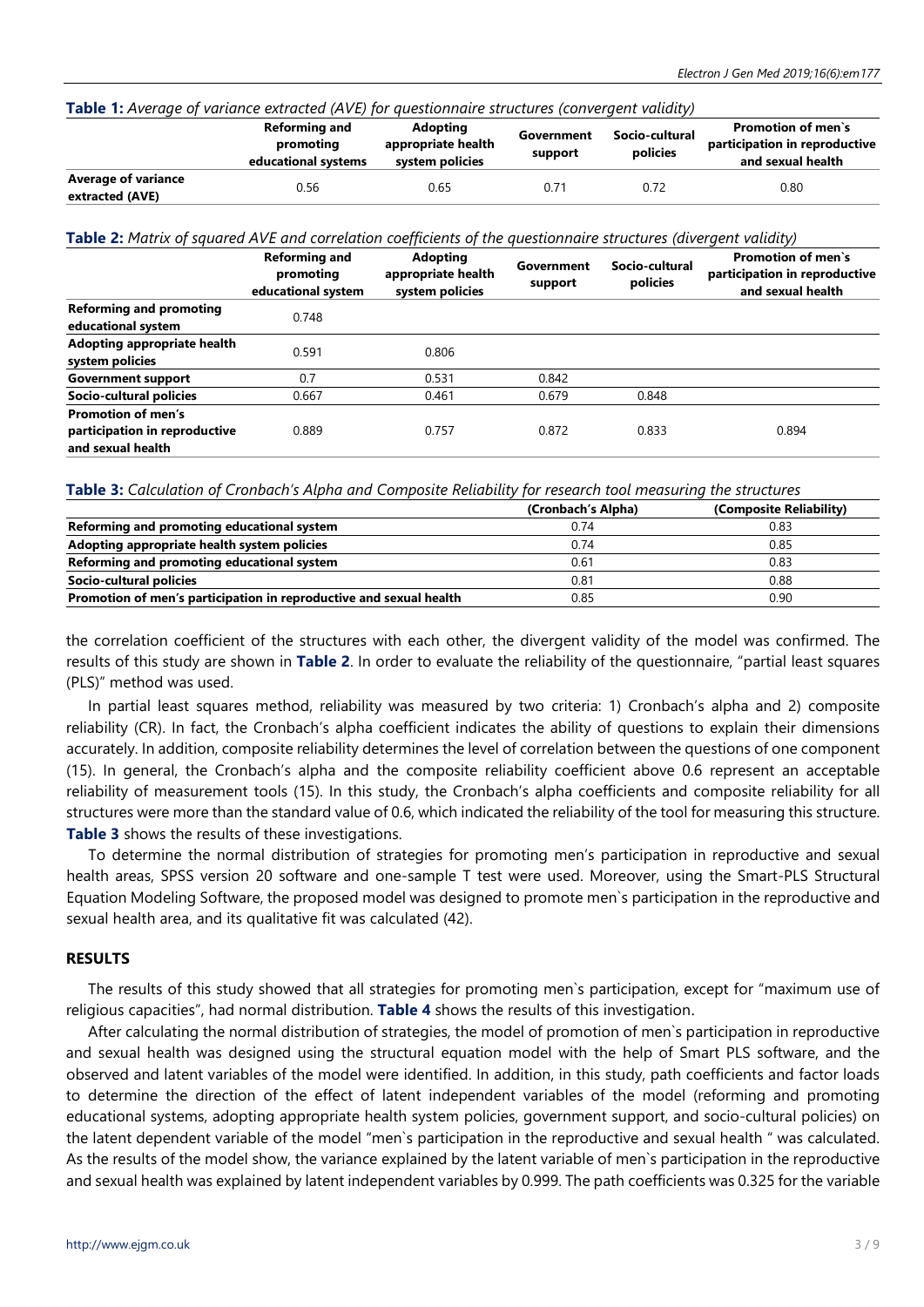**Table 1:** *Average of variance extracted (AVE) for questionnaire structures (convergent validity)*

| | Reforming and promoting educational systems | Adopting appropriate health system policies | Government support | Socio-cultural policies | Promotion of men`s participation in reproductive and sexual health |
|---|---|---|---|---|---|
| **Average of variance extracted (AVE)** | 0.56 | 0.65 | 0.71 | 0.72 | 0.80 |

**Table 2:** *Matrix of squared AVE and correlation coefficients of the questionnaire structures (divergent validity)*

| | Reforming and promoting educational system | Adopting appropriate health system policies | Government support | Socio-cultural policies | Promotion of men`s participation in reproductive and sexual health |
|---|---|---|---|---|---|
| **Reforming and promoting educational system** | 0.748 | | | | |
| **Adopting appropriate health system policies** | 0.591 | 0.806 | | | |
| **Government support** | 0.7 | 0.531 | 0.842 | | |
| **Socio-cultural policies** | 0.667 | 0.461 | 0.679 | 0.848 | |
| **Promotion of men's participation in reproductive and sexual health** | 0.889 | 0.757 | 0.872 | 0.833 | 0.894 |

**Table 3:** *Calculation of Cronbach's Alpha and Composite Reliability for research tool measuring the structures*

| | (Cronbach's Alpha) | (Composite Reliability) |
|---|---|---|
| **Reforming and promoting educational system** | 0.74 | 0.83 |
| **Adopting appropriate health system policies** | 0.74 | 0.85 |
| **Reforming and promoting educational system** | 0.61 | 0.83 |
| **Socio-cultural policies** | 0.81 | 0.88 |
| **Promotion of men's participation in reproductive and sexual health** | 0.85 | 0.90 |

the correlation coefficient of the structures with each other, the divergent validity of the model was confirmed. The results of this study are shown in **Table 2**. In order to evaluate the reliability of the questionnaire, "partial least squares (PLS)" method was used.

In partial least squares method, reliability was measured by two criteria: 1) Cronbach's alpha and 2) composite reliability (CR). In fact, the Cronbach's alpha coefficient indicates the ability of questions to explain their dimensions accurately. In addition, composite reliability determines the level of correlation between the questions of one component (15). In general, the Cronbach's alpha and the composite reliability coefficient above 0.6 represent an acceptable reliability of measurement tools (15). In this study, the Cronbach's alpha coefficients and composite reliability for all structures were more than the standard value of 0.6, which indicated the reliability of the tool for measuring this structure. **Table 3** shows the results of these investigations.

To determine the normal distribution of strategies for promoting men's participation in reproductive and sexual health areas, SPSS version 20 software and one-sample T test were used. Moreover, using the Smart-PLS Structural Equation Modeling Software, the proposed model was designed to promote men`s participation in the reproductive and sexual health area, and its qualitative fit was calculated (42).

## RESULTS

The results of this study showed that all strategies for promoting men`s participation, except for "maximum use of religious capacities", had normal distribution. **Table 4** shows the results of this investigation.

After calculating the normal distribution of strategies, the model of promotion of men`s participation in reproductive and sexual health was designed using the structural equation model with the help of Smart PLS software, and the observed and latent variables of the model were identified. In addition, in this study, path coefficients and factor loads to determine the direction of the effect of latent independent variables of the model (reforming and promoting educational systems, adopting appropriate health system policies, government support, and socio-cultural policies) on the latent dependent variable of the model "men`s participation in the reproductive and sexual health " was calculated. As the results of the model show, the variance explained by the latent variable of men`s participation in the reproductive and sexual health was explained by latent independent variables by 0.999. The path coefficients was 0.325 for the variable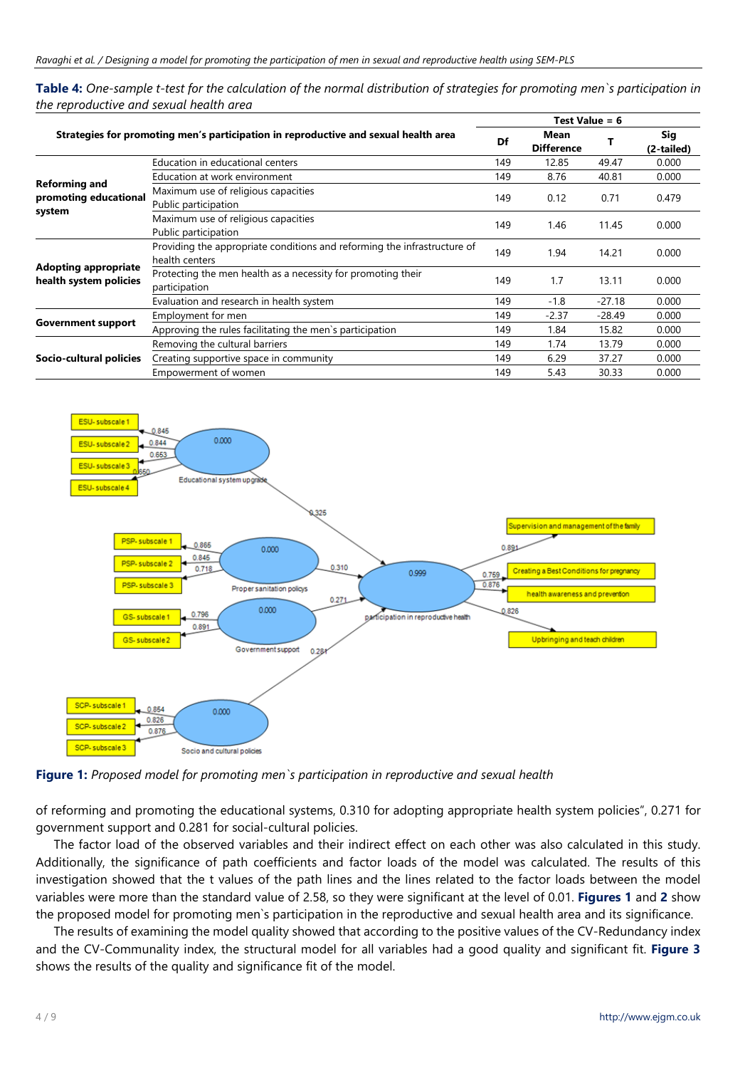**Table 4:** *One-sample t-test for the calculation of the normal distribution of strategies for promoting men`s participation in the reproductive and sexual health area*

| Strategies for promoting men's participation in reproductive and sexual health area | | Test Value = 6 | | | |
|---|---|---|---|---|---|
| | | Df | Mean Difference | T | Sig (2-tailed) |
| Reforming and promoting educational system | Education in educational centers | 149 | 12.85 | 49.47 | 0.000 |
| | Education at work environment | 149 | 8.76 | 40.81 | 0.000 |
| | Maximum use of religious capacities Public participation | 149 | 0.12 | 0.71 | 0.479 |
| | Maximum use of religious capacities Public participation | 149 | 1.46 | 11.45 | 0.000 |
| Adopting appropriate health system policies | Providing the appropriate conditions and reforming the infrastructure of health centers | 149 | 1.94 | 14.21 | 0.000 |
| | Protecting the men health as a necessity for promoting their participation | 149 | 1.7 | 13.11 | 0.000 |
| | Evaluation and research in health system | 149 | -1.8 | -27.18 | 0.000 |
| Government support | Employment for men | 149 | -2.37 | -28.49 | 0.000 |
| | Approving the rules facilitating the men`s participation | 149 | 1.84 | 15.82 | 0.000 |
| Socio-cultural policies | Removing the cultural barriers | 149 | 1.74 | 13.79 | 0.000 |
| | Creating supportive space in community | 149 | 6.29 | 37.27 | 0.000 |
| | Empowerment of women | 149 | 5.43 | 30.33 | 0.000 |

**Figure 1:** *Proposed model for promoting men`s participation in reproductive and sexual health*

of reforming and promoting the educational systems, 0.310 for adopting appropriate health system policies", 0.271 for government support and 0.281 for social-cultural policies.

The factor load of the observed variables and their indirect effect on each other was also calculated in this study. Additionally, the significance of path coefficients and factor loads of the model was calculated. The results of this investigation showed that the t values of the path lines and the lines related to the factor loads between the model variables were more than the standard value of 2.58, so they were significant at the level of 0.01. **Figures 1** and **2** show the proposed model for promoting men`s participation in the reproductive and sexual health area and its significance.

The results of examining the model quality showed that according to the positive values of the CV-Redundancy index and the CV-Communality index, the structural model for all variables had a good quality and significant fit. **Figure 3** shows the results of the quality and significance fit of the model.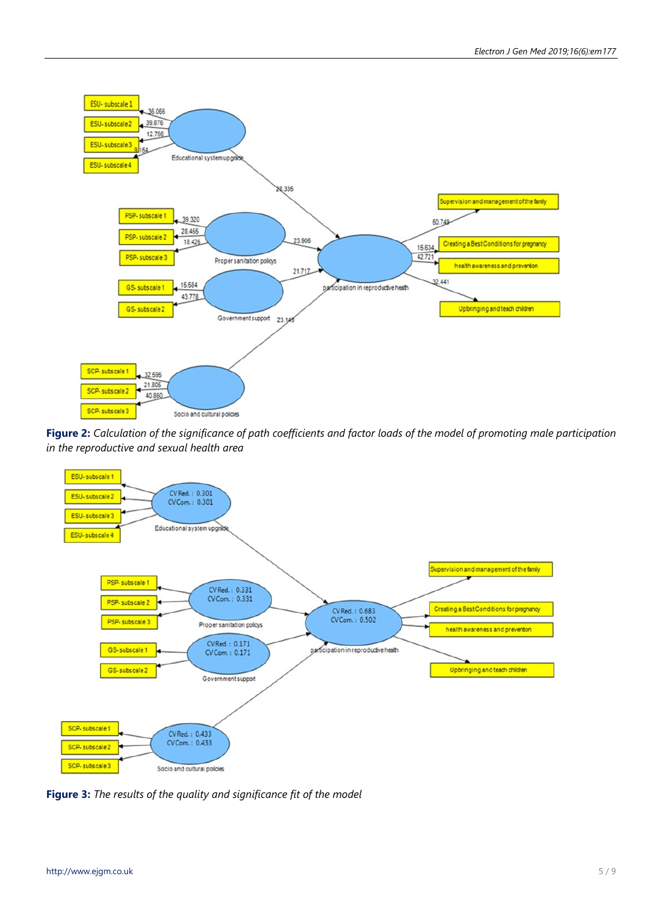**Figure 2:** *Calculation of the significance of path coefficients and factor loads of the model of promoting male participation in the reproductive and sexual health area*

**Figure 3:** *The results of the quality and significance fit of the model*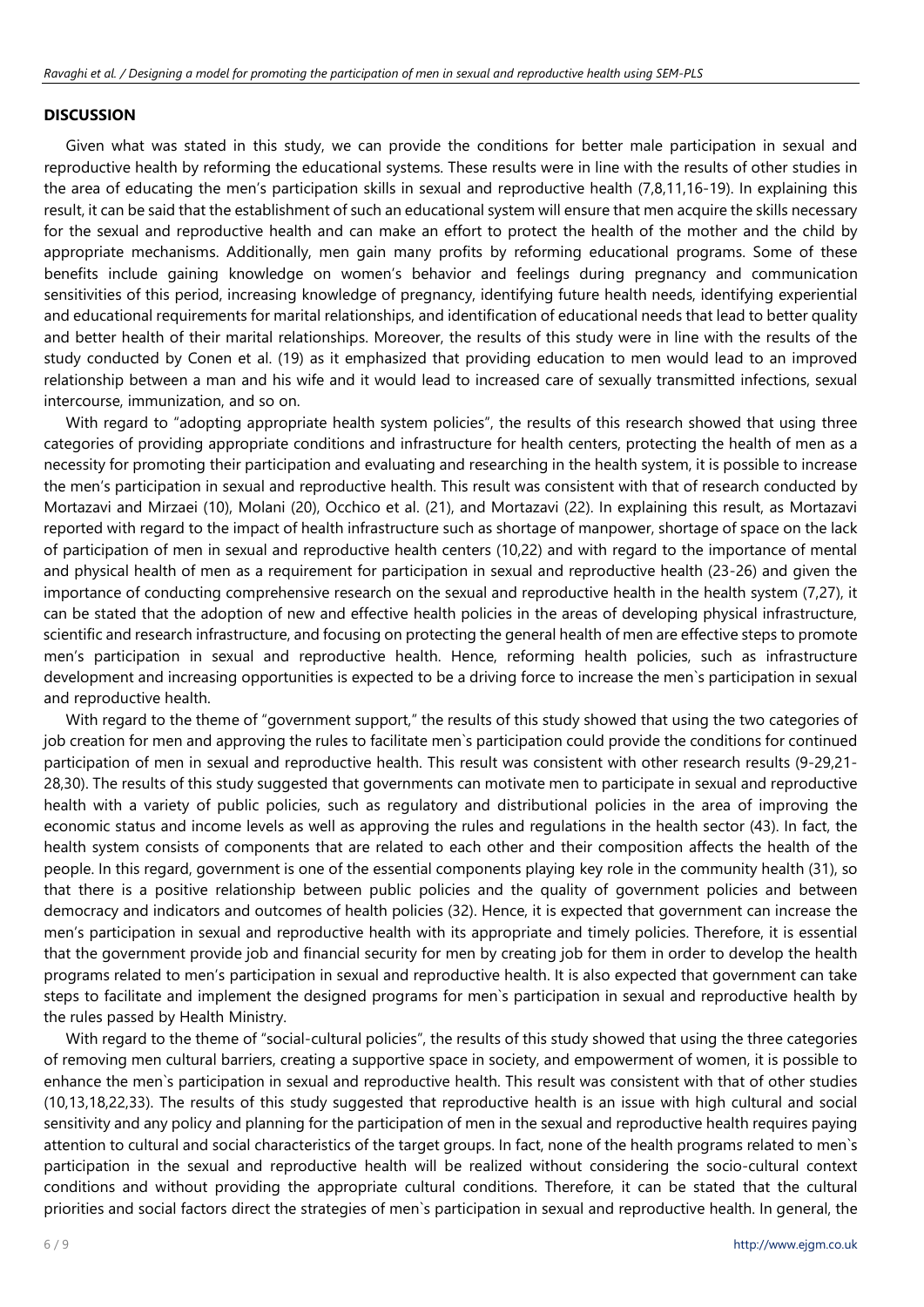## DISCUSSION

Given what was stated in this study, we can provide the conditions for better male participation in sexual and reproductive health by reforming the educational systems. These results were in line with the results of other studies in the area of educating the men's participation skills in sexual and reproductive health (7,8,11,16-19). In explaining this result, it can be said that the establishment of such an educational system will ensure that men acquire the skills necessary for the sexual and reproductive health and can make an effort to protect the health of the mother and the child by appropriate mechanisms. Additionally, men gain many profits by reforming educational programs. Some of these benefits include gaining knowledge on women's behavior and feelings during pregnancy and communication sensitivities of this period, increasing knowledge of pregnancy, identifying future health needs, identifying experiential and educational requirements for marital relationships, and identification of educational needs that lead to better quality and better health of their marital relationships. Moreover, the results of this study were in line with the results of the study conducted by Conen et al. (19) as it emphasized that providing education to men would lead to an improved relationship between a man and his wife and it would lead to increased care of sexually transmitted infections, sexual intercourse, immunization, and so on.

With regard to "adopting appropriate health system policies", the results of this research showed that using three categories of providing appropriate conditions and infrastructure for health centers, protecting the health of men as a necessity for promoting their participation and evaluating and researching in the health system, it is possible to increase the men's participation in sexual and reproductive health. This result was consistent with that of research conducted by Mortazavi and Mirzaei (10), Molani (20), Occhico et al. (21), and Mortazavi (22). In explaining this result, as Mortazavi reported with regard to the impact of health infrastructure such as shortage of manpower, shortage of space on the lack of participation of men in sexual and reproductive health centers (10,22) and with regard to the importance of mental and physical health of men as a requirement for participation in sexual and reproductive health (23-26) and given the importance of conducting comprehensive research on the sexual and reproductive health in the health system (7,27), it can be stated that the adoption of new and effective health policies in the areas of developing physical infrastructure, scientific and research infrastructure, and focusing on protecting the general health of men are effective steps to promote men's participation in sexual and reproductive health. Hence, reforming health policies, such as infrastructure development and increasing opportunities is expected to be a driving force to increase the men`s participation in sexual and reproductive health.

With regard to the theme of "government support," the results of this study showed that using the two categories of job creation for men and approving the rules to facilitate men`s participation could provide the conditions for continued participation of men in sexual and reproductive health. This result was consistent with other research results (9-29,21-28,30). The results of this study suggested that governments can motivate men to participate in sexual and reproductive health with a variety of public policies, such as regulatory and distributional policies in the area of improving the economic status and income levels as well as approving the rules and regulations in the health sector (43). In fact, the health system consists of components that are related to each other and their composition affects the health of the people. In this regard, government is one of the essential components playing key role in the community health (31), so that there is a positive relationship between public policies and the quality of government policies and between democracy and indicators and outcomes of health policies (32). Hence, it is expected that government can increase the men's participation in sexual and reproductive health with its appropriate and timely policies. Therefore, it is essential that the government provide job and financial security for men by creating job for them in order to develop the health programs related to men's participation in sexual and reproductive health. It is also expected that government can take steps to facilitate and implement the designed programs for men`s participation in sexual and reproductive health by the rules passed by Health Ministry.

With regard to the theme of "social-cultural policies", the results of this study showed that using the three categories of removing men cultural barriers, creating a supportive space in society, and empowerment of women, it is possible to enhance the men`s participation in sexual and reproductive health. This result was consistent with that of other studies (10,13,18,22,33). The results of this study suggested that reproductive health is an issue with high cultural and social sensitivity and any policy and planning for the participation of men in the sexual and reproductive health requires paying attention to cultural and social characteristics of the target groups. In fact, none of the health programs related to men`s participation in the sexual and reproductive health will be realized without considering the socio-cultural context conditions and without providing the appropriate cultural conditions. Therefore, it can be stated that the cultural priorities and social factors direct the strategies of men`s participation in sexual and reproductive health. In general, the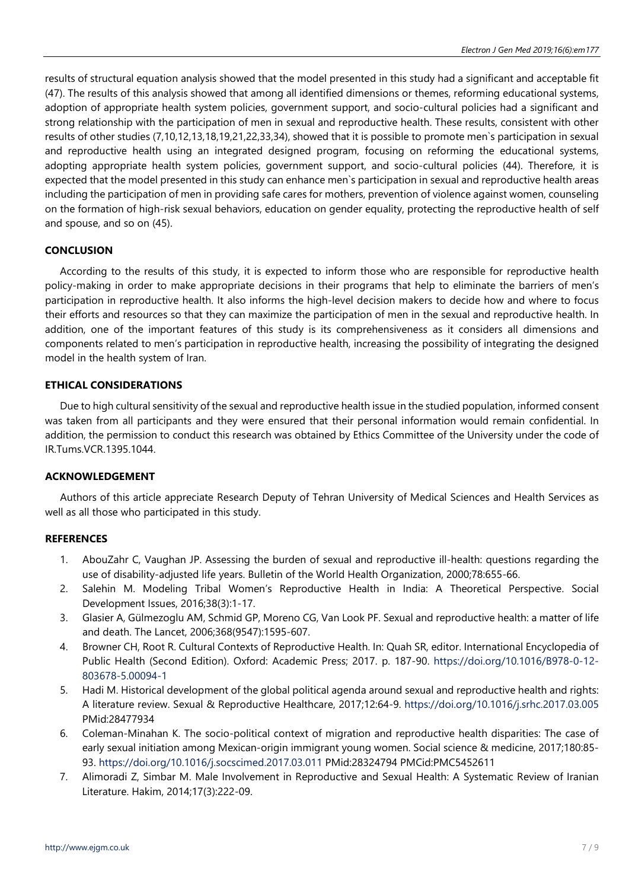results of structural equation analysis showed that the model presented in this study had a significant and acceptable fit (47). The results of this analysis showed that among all identified dimensions or themes, reforming educational systems, adoption of appropriate health system policies, government support, and socio-cultural policies had a significant and strong relationship with the participation of men in sexual and reproductive health. These results, consistent with other results of other studies (7,10,12,13,18,19,21,22,33,34), showed that it is possible to promote men`s participation in sexual and reproductive health using an integrated designed program, focusing on reforming the educational systems, adopting appropriate health system policies, government support, and socio-cultural policies (44). Therefore, it is expected that the model presented in this study can enhance men`s participation in sexual and reproductive health areas including the participation of men in providing safe cares for mothers, prevention of violence against women, counseling on the formation of high-risk sexual behaviors, education on gender equality, protecting the reproductive health of self and spouse, and so on (45).

## CONCLUSION

According to the results of this study, it is expected to inform those who are responsible for reproductive health policy-making in order to make appropriate decisions in their programs that help to eliminate the barriers of men's participation in reproductive health. It also informs the high-level decision makers to decide how and where to focus their efforts and resources so that they can maximize the participation of men in the sexual and reproductive health. In addition, one of the important features of this study is its comprehensiveness as it considers all dimensions and components related to men's participation in reproductive health, increasing the possibility of integrating the designed model in the health system of Iran.

## ETHICAL CONSIDERATIONS

Due to high cultural sensitivity of the sexual and reproductive health issue in the studied population, informed consent was taken from all participants and they were ensured that their personal information would remain confidential. In addition, the permission to conduct this research was obtained by Ethics Committee of the University under the code of IR.Tums.VCR.1395.1044.

## ACKNOWLEDGEMENT

Authors of this article appreciate Research Deputy of Tehran University of Medical Sciences and Health Services as well as all those who participated in this study.

## REFERENCES

1. AbouZahr C, Vaughan JP. Assessing the burden of sexual and reproductive ill-health: questions regarding the use of disability-adjusted life years. Bulletin of the World Health Organization, 2000;78:655-66.
2. Salehin M. Modeling Tribal Women's Reproductive Health in India: A Theoretical Perspective. Social Development Issues, 2016;38(3):1-17.
3. Glasier A, Gülmezoglu AM, Schmid GP, Moreno CG, Van Look PF. Sexual and reproductive health: a matter of life and death. The Lancet, 2006;368(9547):1595-607.
4. Browner CH, Root R. Cultural Contexts of Reproductive Health. In: Quah SR, editor. International Encyclopedia of Public Health (Second Edition). Oxford: Academic Press; 2017. p. 187-90. https://doi.org/10.1016/B978-0-12-803678-5.00094-1
5. Hadi M. Historical development of the global political agenda around sexual and reproductive health and rights: A literature review. Sexual & Reproductive Healthcare, 2017;12:64-9. https://doi.org/10.1016/j.srhc.2017.03.005 PMid:28477934
6. Coleman-Minahan K. The socio-political context of migration and reproductive health disparities: The case of early sexual initiation among Mexican-origin immigrant young women. Social science & medicine, 2017;180:85-93. https://doi.org/10.1016/j.socscimed.2017.03.011 PMid:28324794 PMCid:PMC5452611
7. Alimoradi Z, Simbar M. Male Involvement in Reproductive and Sexual Health: A Systematic Review of Iranian Literature. Hakim, 2014;17(3):222-09.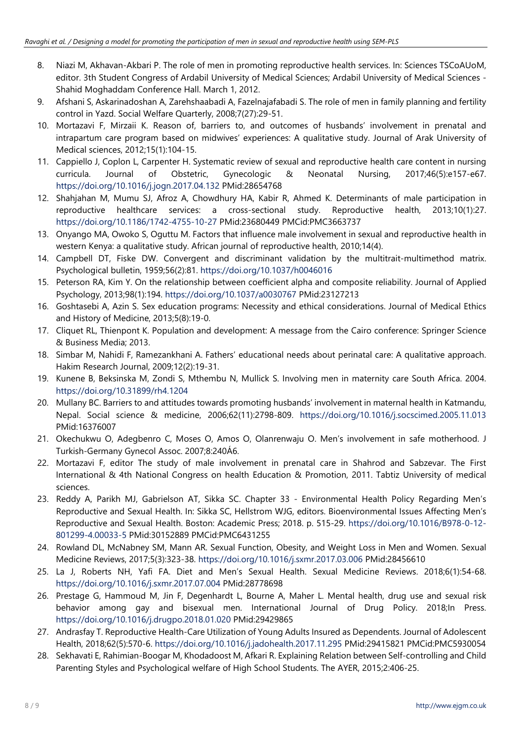8. Niazi M, Akhavan-Akbari P. The role of men in promoting reproductive health services. In: Sciences TSCoAUoM, editor. 3th Student Congress of Ardabil University of Medical Sciences; Ardabil University of Medical Sciences - Shahid Moghaddam Conference Hall. March 1, 2012.
9. Afshani S, Askarinadoshan A, Zarehshaabadi A, Fazelnajafabadi S. The role of men in family planning and fertility control in Yazd. Social Welfare Quarterly, 2008;7(27):29-51.
10. Mortazavi F, Mirzaii K. Reason of, barriers to, and outcomes of husbands' involvement in prenatal and intrapartum care program based on midwives' experiences: A qualitative study. Journal of Arak University of Medical sciences, 2012;15(1):104-15.
11. Cappiello J, Coplon L, Carpenter H. Systematic review of sexual and reproductive health care content in nursing curricula. Journal of Obstetric, Gynecologic & Neonatal Nursing, 2017;46(5):e157-e67. https://doi.org/10.1016/j.jogn.2017.04.132 PMid:28654768
12. Shahjahan M, Mumu SJ, Afroz A, Chowdhury HA, Kabir R, Ahmed K. Determinants of male participation in reproductive healthcare services: a cross-sectional study. Reproductive health, 2013;10(1):27. https://doi.org/10.1186/1742-4755-10-27 PMid:23680449 PMCid:PMC3663737
13. Onyango MA, Owoko S, Oguttu M. Factors that influence male involvement in sexual and reproductive health in western Kenya: a qualitative study. African journal of reproductive health, 2010;14(4).
14. Campbell DT, Fiske DW. Convergent and discriminant validation by the multitrait-multimethod matrix. Psychological bulletin, 1959;56(2):81. https://doi.org/10.1037/h0046016
15. Peterson RA, Kim Y. On the relationship between coefficient alpha and composite reliability. Journal of Applied Psychology, 2013;98(1):194. https://doi.org/10.1037/a0030767 PMid:23127213
16. Goshtasebi A, Azin S. Sex education programs: Necessity and ethical considerations. Journal of Medical Ethics and History of Medicine, 2013;5(8):19-0.
17. Cliquet RL, Thienpont K. Population and development: A message from the Cairo conference: Springer Science & Business Media; 2013.
18. Simbar M, Nahidi F, Ramezankhani A. Fathers' educational needs about perinatal care: A qualitative approach. Hakim Research Journal, 2009;12(2):19-31.
19. Kunene B, Beksinska M, Zondi S, Mthembu N, Mullick S. Involving men in maternity care South Africa. 2004. https://doi.org/10.31899/rh4.1204
20. Mullany BC. Barriers to and attitudes towards promoting husbands' involvement in maternal health in Katmandu, Nepal. Social science & medicine, 2006;62(11):2798-809. https://doi.org/10.1016/j.socscimed.2005.11.013 PMid:16376007
21. Okechukwu O, Adegbenro C, Moses O, Amos O, Olanrenwaju O. Men's involvement in safe motherhood. J Turkish-Germany Gynecol Assoc. 2007;8:240Á6.
22. Mortazavi F, editor The study of male involvement in prenatal care in Shahrod and Sabzevar. The First International & 4th National Congress on health Education & Promotion, 2011. Tabtiz University of medical sciences.
23. Reddy A, Parikh MJ, Gabrielson AT, Sikka SC. Chapter 33 - Environmental Health Policy Regarding Men's Reproductive and Sexual Health. In: Sikka SC, Hellstrom WJG, editors. Bioenvironmental Issues Affecting Men's Reproductive and Sexual Health. Boston: Academic Press; 2018. p. 515-29. https://doi.org/10.1016/B978-0-12-801299-4.00033-5 PMid:30152889 PMCid:PMC6431255
24. Rowland DL, McNabney SM, Mann AR. Sexual Function, Obesity, and Weight Loss in Men and Women. Sexual Medicine Reviews, 2017;5(3):323-38. https://doi.org/10.1016/j.sxmr.2017.03.006 PMid:28456610
25. La J, Roberts NH, Yafi FA. Diet and Men's Sexual Health. Sexual Medicine Reviews. 2018;6(1):54-68. https://doi.org/10.1016/j.sxmr.2017.07.004 PMid:28778698
26. Prestage G, Hammoud M, Jin F, Degenhardt L, Bourne A, Maher L. Mental health, drug use and sexual risk behavior among gay and bisexual men. International Journal of Drug Policy. 2018;In Press. https://doi.org/10.1016/j.drugpo.2018.01.020 PMid:29429865
27. Andrasfay T. Reproductive Health-Care Utilization of Young Adults Insured as Dependents. Journal of Adolescent Health, 2018;62(5):570-6. https://doi.org/10.1016/j.jadohealth.2017.11.295 PMid:29415821 PMCid:PMC5930054
28. Sekhavati E, Rahimian-Boogar M, Khodadoost M, Afkari R. Explaining Relation between Self-controlling and Child Parenting Styles and Psychological welfare of High School Students. The AYER, 2015;2:406-25.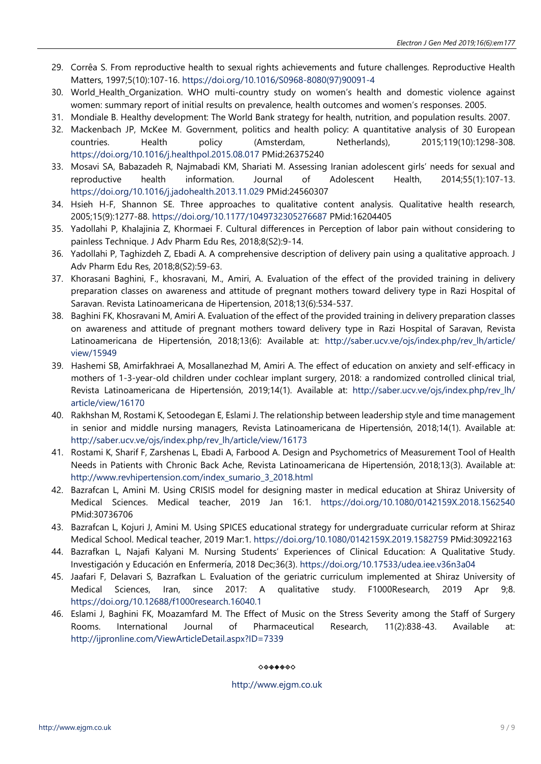29. Corrêa S. From reproductive health to sexual rights achievements and future challenges. Reproductive Health Matters, 1997;5(10):107-16. https://doi.org/10.1016/S0968-8080(97)90091-4
30. World_Health_Organization. WHO multi-country study on women's health and domestic violence against women: summary report of initial results on prevalence, health outcomes and women's responses. 2005.
31. Mondiale B. Healthy development: The World Bank strategy for health, nutrition, and population results. 2007.
32. Mackenbach JP, McKee M. Government, politics and health policy: A quantitative analysis of 30 European countries. Health policy (Amsterdam, Netherlands), 2015;119(10):1298-308. https://doi.org/10.1016/j.healthpol.2015.08.017 PMid:26375240
33. Mosavi SA, Babazadeh R, Najmabadi KM, Shariati M. Assessing Iranian adolescent girls' needs for sexual and reproductive health information. Journal of Adolescent Health, 2014;55(1):107-13. https://doi.org/10.1016/j.jadohealth.2013.11.029 PMid:24560307
34. Hsieh H-F, Shannon SE. Three approaches to qualitative content analysis. Qualitative health research, 2005;15(9):1277-88. https://doi.org/10.1177/1049732305276687 PMid:16204405
35. Yadollahi P, Khalajinia Z, Khormaei F. Cultural differences in Perception of labor pain without considering to painless Technique. J Adv Pharm Edu Res, 2018;8(S2):9-14.
36. Yadollahi P, Taghizdeh Z, Ebadi A. A comprehensive description of delivery pain using a qualitative approach. J Adv Pharm Edu Res, 2018;8(S2):59-63.
37. Khorasani Baghini, F., khosravani, M., Amiri, A. Evaluation of the effect of the provided training in delivery preparation classes on awareness and attitude of pregnant mothers toward delivery type in Razi Hospital of Saravan. Revista Latinoamericana de Hipertension, 2018;13(6):534-537.
38. Baghini FK, Khosravani M, Amiri A. Evaluation of the effect of the provided training in delivery preparation classes on awareness and attitude of pregnant mothers toward delivery type in Razi Hospital of Saravan, Revista Latinoamericana de Hipertensión, 2018;13(6): Available at: http://saber.ucv.ve/ojs/index.php/rev_lh/article/view/15949
39. Hashemi SB, Amirfakhraei A, Mosallanezhad M, Amiri A. The effect of education on anxiety and self-efficacy in mothers of 1-3-year-old children under cochlear implant surgery, 2018: a randomized controlled clinical trial, Revista Latinoamericana de Hipertensión, 2019;14(1). Available at: http://saber.ucv.ve/ojs/index.php/rev_lh/article/view/16170
40. Rakhshan M, Rostami K, Setoodegan E, Eslami J. The relationship between leadership style and time management in senior and middle nursing managers, Revista Latinoamericana de Hipertensión, 2018;14(1). Available at: http://saber.ucv.ve/ojs/index.php/rev_lh/article/view/16173
41. Rostami K, Sharif F, Zarshenas L, Ebadi A, Farbood A. Design and Psychometrics of Measurement Tool of Health Needs in Patients with Chronic Back Ache, Revista Latinoamericana de Hipertensión, 2018;13(3). Available at: http://www.revhipertension.com/index_sumario_3_2018.html
42. Bazrafcan L, Amini M. Using CRISIS model for designing master in medical education at Shiraz University of Medical Sciences. Medical teacher, 2019 Jan 16:1. https://doi.org/10.1080/0142159X.2018.1562540 PMid:30736706
43. Bazrafcan L, Kojuri J, Amini M. Using SPICES educational strategy for undergraduate curricular reform at Shiraz Medical School. Medical teacher, 2019 Mar:1. https://doi.org/10.1080/0142159X.2019.1582759 PMid:30922163
44. Bazrafkan L, Najafi Kalyani M. Nursing Students' Experiences of Clinical Education: A Qualitative Study. Investigación y Educación en Enfermería, 2018 Dec;36(3). https://doi.org/10.17533/udea.iee.v36n3a04
45. Jaafari F, Delavari S, Bazrafkan L. Evaluation of the geriatric curriculum implemented at Shiraz University of Medical Sciences, Iran, since 2017: A qualitative study. F1000Research, 2019 Apr 9;8. https://doi.org/10.12688/f1000research.16040.1
46. Eslami J, Baghini FK, Moazamfard M. The Effect of Music on the Stress Severity among the Staff of Surgery Rooms. International Journal of Pharmaceutical Research, 11(2):838-43. Available at: http://ijpronline.com/ViewArticleDetail.aspx?ID=7339

◇◆◆◆◆◇

http://www.ejgm.co.uk